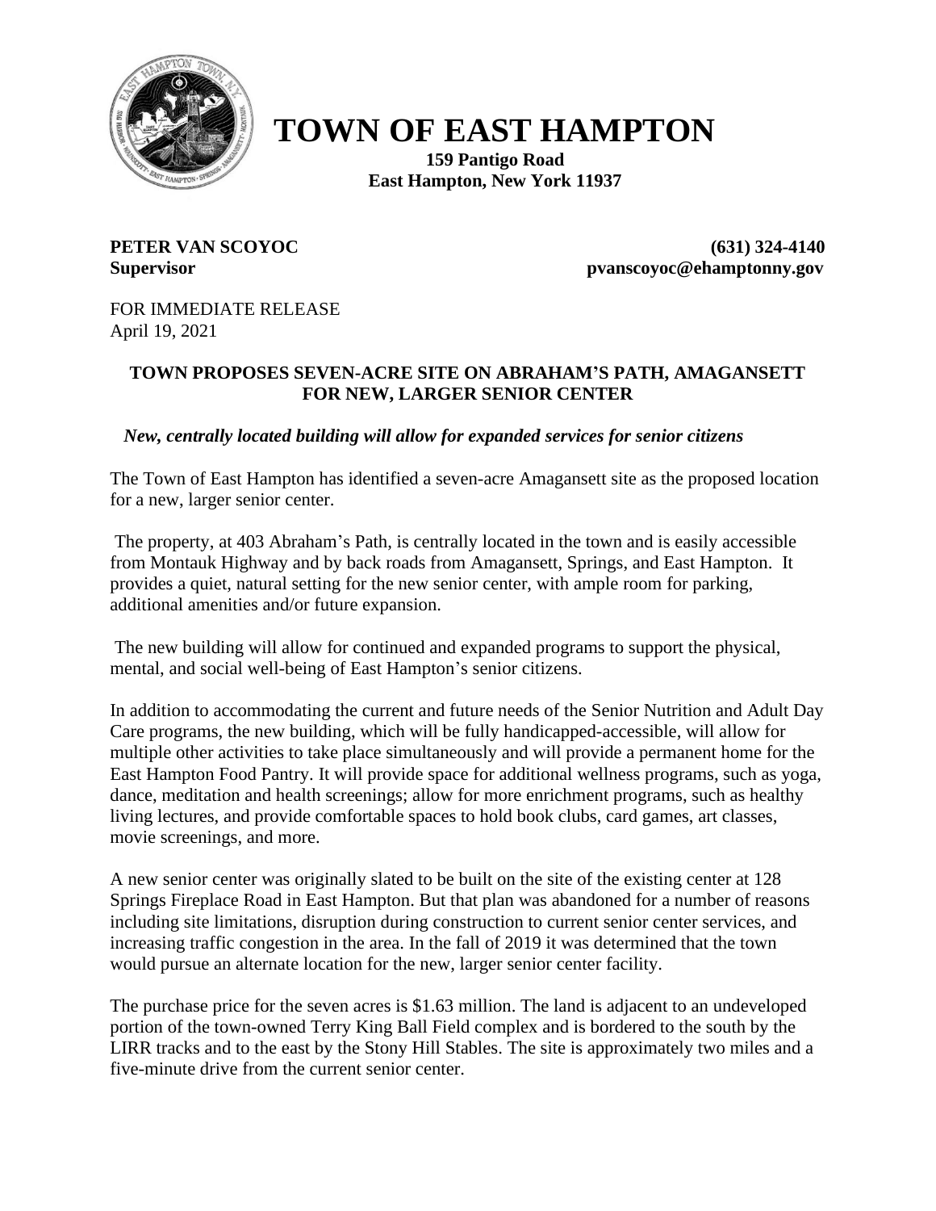# TOWN OF EAST HAMPTON

**159 Pantigo Road**
**East Hampton, New York 11937**

**PETER VAN SCOYOC** **(631) 324-4140**
**Supervisor** **pvanscoyoc@ehamptonny.gov**

FOR IMMEDIATE RELEASE
April 19, 2021

## TOWN PROPOSES SEVEN-ACRE SITE ON ABRAHAM'S PATH, AMAGANSETT FOR NEW, LARGER SENIOR CENTER

***New, centrally located building will allow for expanded services for senior citizens***

The Town of East Hampton has identified a seven-acre Amagansett site as the proposed location for a new, larger senior center.

The property, at 403 Abraham's Path, is centrally located in the town and is easily accessible from Montauk Highway and by back roads from Amagansett, Springs, and East Hampton. It provides a quiet, natural setting for the new senior center, with ample room for parking, additional amenities and/or future expansion.

The new building will allow for continued and expanded programs to support the physical, mental, and social well-being of East Hampton's senior citizens.

In addition to accommodating the current and future needs of the Senior Nutrition and Adult Day Care programs, the new building, which will be fully handicapped-accessible, will allow for multiple other activities to take place simultaneously and will provide a permanent home for the East Hampton Food Pantry. It will provide space for additional wellness programs, such as yoga, dance, meditation and health screenings; allow for more enrichment programs, such as healthy living lectures, and provide comfortable spaces to hold book clubs, card games, art classes, movie screenings, and more.

A new senior center was originally slated to be built on the site of the existing center at 128 Springs Fireplace Road in East Hampton. But that plan was abandoned for a number of reasons including site limitations, disruption during construction to current senior center services, and increasing traffic congestion in the area. In the fall of 2019 it was determined that the town would pursue an alternate location for the new, larger senior center facility.

The purchase price for the seven acres is $1.63 million. The land is adjacent to an undeveloped portion of the town-owned Terry King Ball Field complex and is bordered to the south by the LIRR tracks and to the east by the Stony Hill Stables. The site is approximately two miles and a five-minute drive from the current senior center.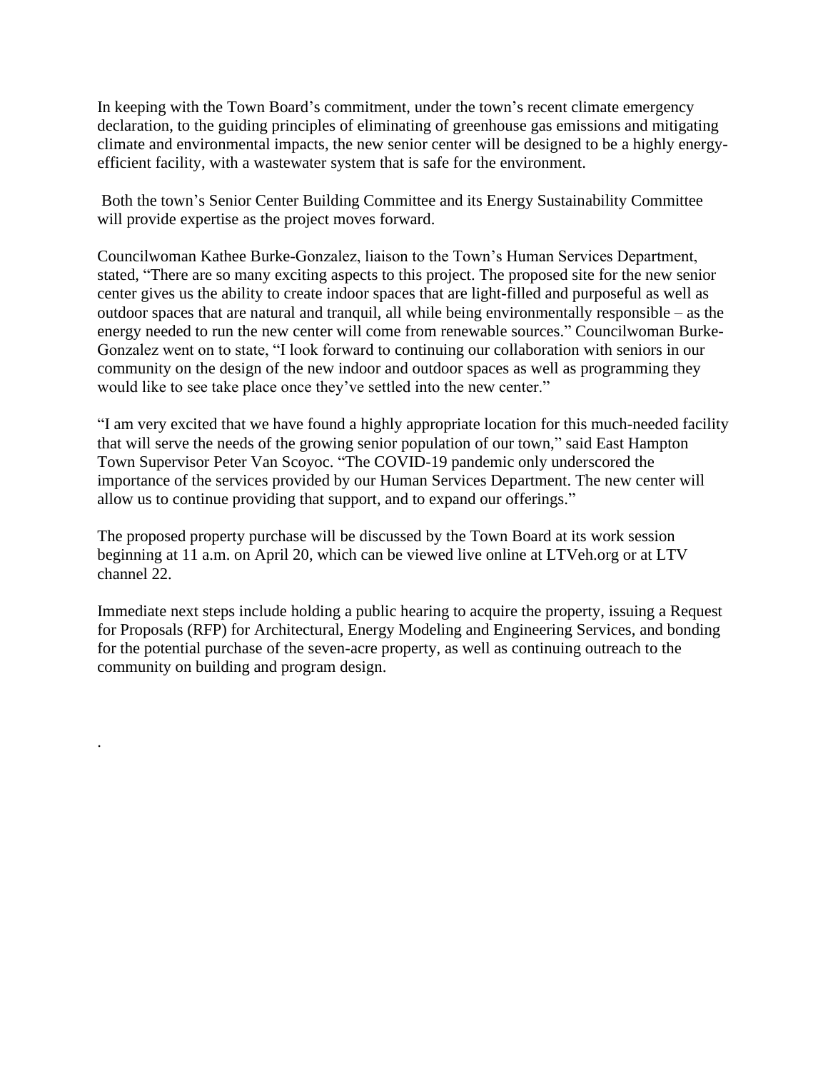In keeping with the Town Board's commitment, under the town's recent climate emergency declaration, to the guiding principles of eliminating of greenhouse gas emissions and mitigating climate and environmental impacts, the new senior center will be designed to be a highly energy-efficient facility, with a wastewater system that is safe for the environment.

Both the town's Senior Center Building Committee and its Energy Sustainability Committee will provide expertise as the project moves forward.

Councilwoman Kathee Burke-Gonzalez, liaison to the Town's Human Services Department, stated, "There are so many exciting aspects to this project. The proposed site for the new senior center gives us the ability to create indoor spaces that are light-filled and purposeful as well as outdoor spaces that are natural and tranquil, all while being environmentally responsible – as the energy needed to run the new center will come from renewable sources." Councilwoman Burke-Gonzalez went on to state, "I look forward to continuing our collaboration with seniors in our community on the design of the new indoor and outdoor spaces as well as programming they would like to see take place once they've settled into the new center."

"I am very excited that we have found a highly appropriate location for this much-needed facility that will serve the needs of the growing senior population of our town," said East Hampton Town Supervisor Peter Van Scoyoc. "The COVID-19 pandemic only underscored the importance of the services provided by our Human Services Department. The new center will allow us to continue providing that support, and to expand our offerings."

The proposed property purchase will be discussed by the Town Board at its work session beginning at 11 a.m. on April 20, which can be viewed live online at LTVeh.org or at LTV channel 22.

Immediate next steps include holding a public hearing to acquire the property, issuing a Request for Proposals (RFP) for Architectural, Energy Modeling and Engineering Services, and bonding for the potential purchase of the seven-acre property, as well as continuing outreach to the community on building and program design.

.